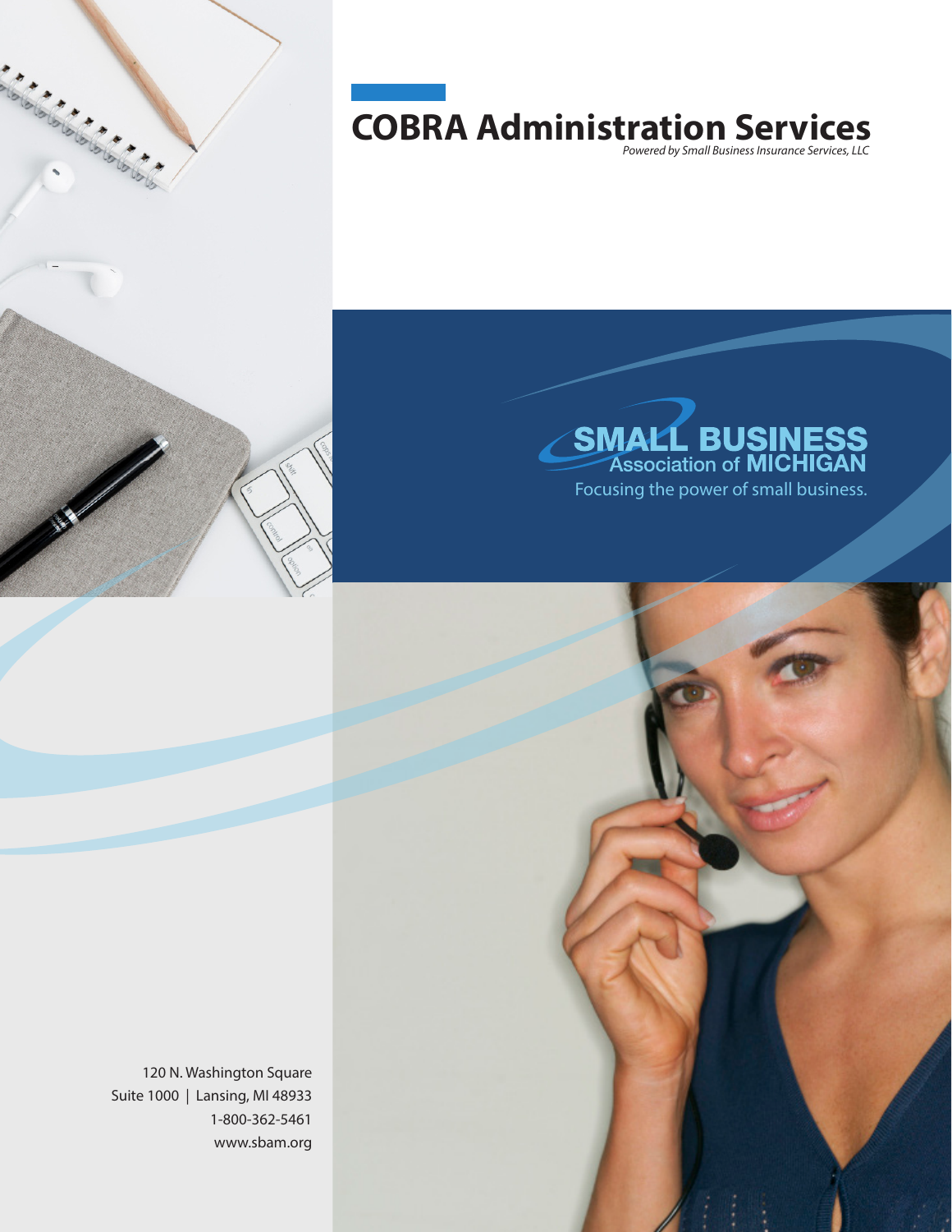# COBRA Administration Services

*Powered by Small Business Insurance Services, LLC*

SMALL BUSINESS Association of MICHIGAN

Focusing the power of small business.

120 N. Washington Square
Suite 1000 | Lansing, MI 48933
1-800-362-5461
www.sbam.org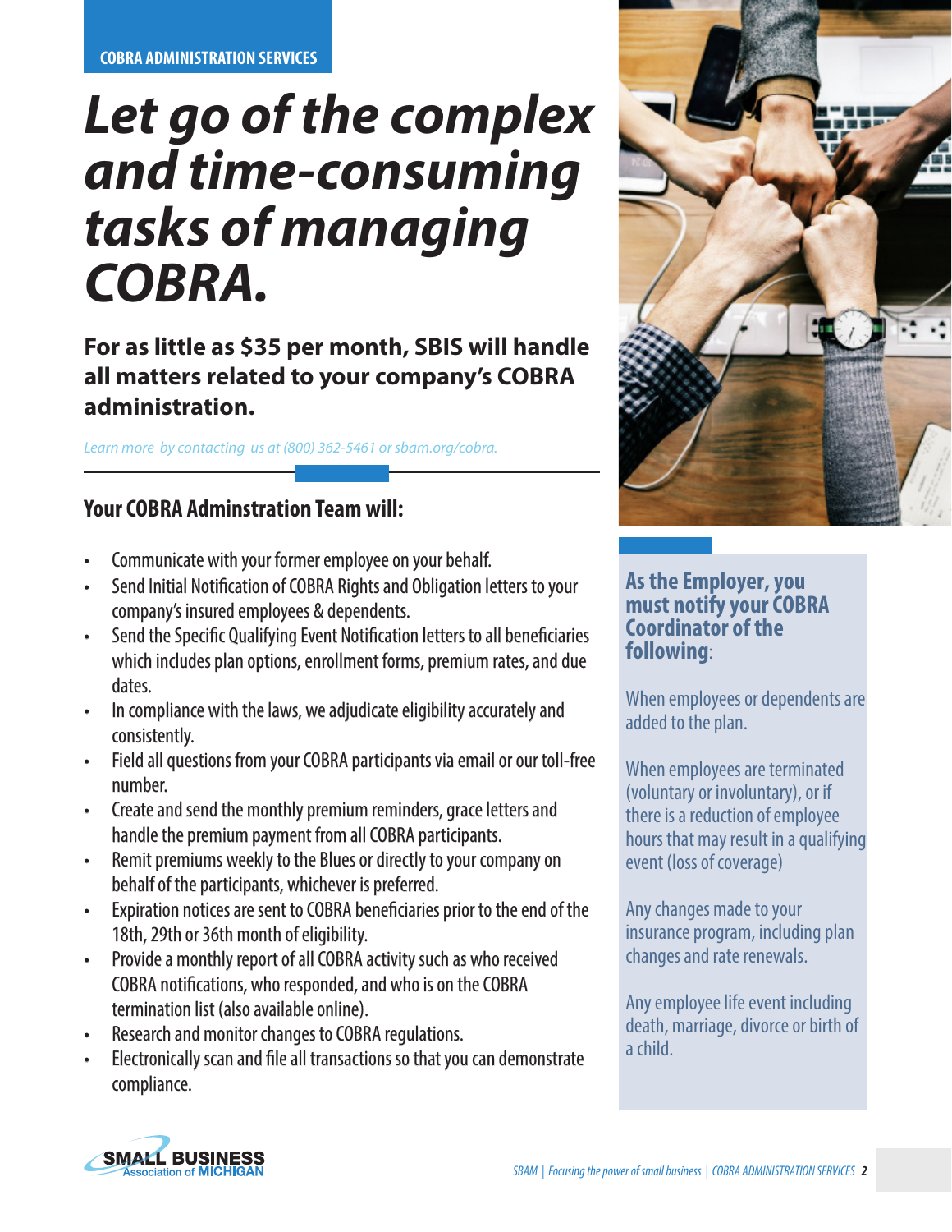COBRA ADMINISTRATION SERVICES

# *Let go of the complex and time-consuming tasks of managing COBRA.*

**For as little as $35 per month, SBIS will handle all matters related to your company's COBRA administration.**

*Learn more by contacting us at (800) 362-5461 or sbam.org/cobra.*

## Your COBRA Adminstration Team will:

- Communicate with your former employee on your behalf.
- Send Initial Notification of COBRA Rights and Obligation letters to your company's insured employees & dependents.
- Send the Specific Qualifying Event Notification letters to all beneficiaries which includes plan options, enrollment forms, premium rates, and due dates.
- In compliance with the laws, we adjudicate eligibility accurately and consistently.
- Field all questions from your COBRA participants via email or our toll-free number.
- Create and send the monthly premium reminders, grace letters and handle the premium payment from all COBRA participants.
- Remit premiums weekly to the Blues or directly to your company on behalf of the participants, whichever is preferred.
- Expiration notices are sent to COBRA beneficiaries prior to the end of the 18th, 29th or 36th month of eligibility.
- Provide a monthly report of all COBRA activity such as who received COBRA notifications, who responded, and who is on the COBRA termination list (also available online).
- Research and monitor changes to COBRA regulations.
- Electronically scan and file all transactions so that you can demonstrate compliance.

### As the Employer, you must notify your COBRA Coordinator of the following:

When employees or dependents are added to the plan.

When employees are terminated (voluntary or involuntary), or if there is a reduction of employee hours that may result in a qualifying event (loss of coverage)

Any changes made to your insurance program, including plan changes and rate renewals.

Any employee life event including death, marriage, divorce or birth of a child.

SMALL BUSINESS Association of MICHIGAN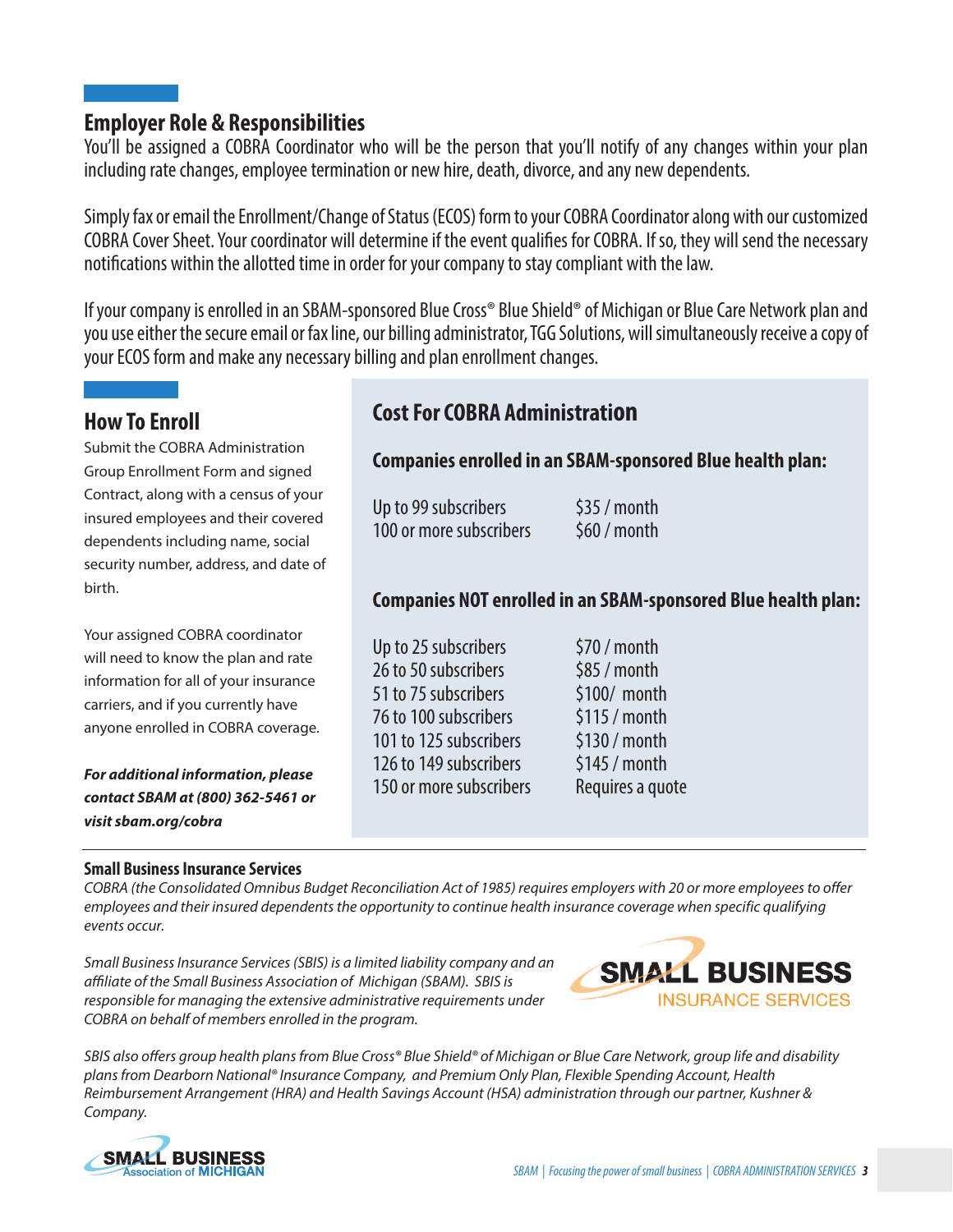## Employer Role & Responsibilities

You'll be assigned a COBRA Coordinator who will be the person that you'll notify of any changes within your plan including rate changes, employee termination or new hire, death, divorce, and any new dependents.

Simply fax or email the Enrollment/Change of Status (ECOS) form to your COBRA Coordinator along with our customized COBRA Cover Sheet. Your coordinator will determine if the event qualifies for COBRA. If so, they will send the necessary notifications within the allotted time in order for your company to stay compliant with the law.

If your company is enrolled in an SBAM-sponsored Blue Cross® Blue Shield® of Michigan or Blue Care Network plan and you use either the secure email or fax line, our billing administrator, TGG Solutions, will simultaneously receive a copy of your ECOS form and make any necessary billing and plan enrollment changes.

## How To Enroll

Submit the COBRA Administration Group Enrollment Form and signed Contract, along with a census of your insured employees and their covered dependents including name, social security number, address, and date of birth.

Your assigned COBRA coordinator will need to know the plan and rate information for all of your insurance carriers, and if you currently have anyone enrolled in COBRA coverage.

***For additional information, please contact SBAM at (800) 362-5461 or visit sbam.org/cobra***

## Cost For COBRA Administration

### Companies enrolled in an SBAM-sponsored Blue health plan:

| | |
|---|---|
| Up to 99 subscribers | $35 / month |
| 100 or more subscribers | $60 / month |

### Companies NOT enrolled in an SBAM-sponsored Blue health plan:

| | |
|---|---|
| Up to 25 subscribers | $70 / month |
| 26 to 50 subscribers | $85 / month |
| 51 to 75 subscribers | $100/ month |
| 76 to 100 subscribers | $115 / month |
| 101 to 125 subscribers | $130 / month |
| 126 to 149 subscribers | $145 / month |
| 150 or more subscribers | Requires a quote |

### Small Business Insurance Services

*COBRA (the Consolidated Omnibus Budget Reconciliation Act of 1985) requires employers with 20 or more employees to offer employees and their insured dependents the opportunity to continue health insurance coverage when specific qualifying events occur.*

*Small Business Insurance Services (SBIS) is a limited liability company and an affiliate of the Small Business Association of Michigan (SBAM). SBIS is responsible for managing the extensive administrative requirements under COBRA on behalf of members enrolled in the program.*

SMALL BUSINESS INSURANCE SERVICES

*SBIS also offers group health plans from Blue Cross® Blue Shield® of Michigan or Blue Care Network, group life and disability plans from Dearborn National® Insurance Company, and Premium Only Plan, Flexible Spending Account, Health Reimbursement Arrangement (HRA) and Health Savings Account (HSA) administration through our partner, Kushner & Company.*

SMALL BUSINESS Association of MICHIGAN